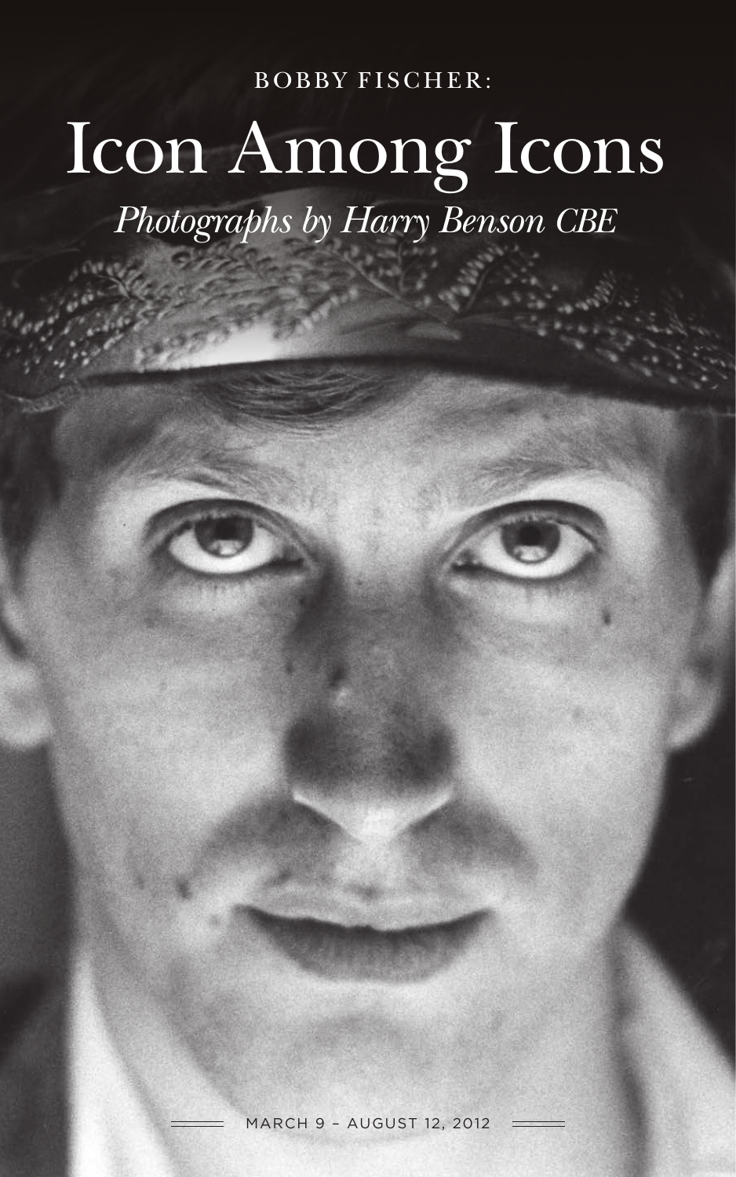BOBBY FISCHER:

# Icon Among Icons

*Photographs by Harry Benson CBE*

MARCH 9 – AUGUST 12, 2012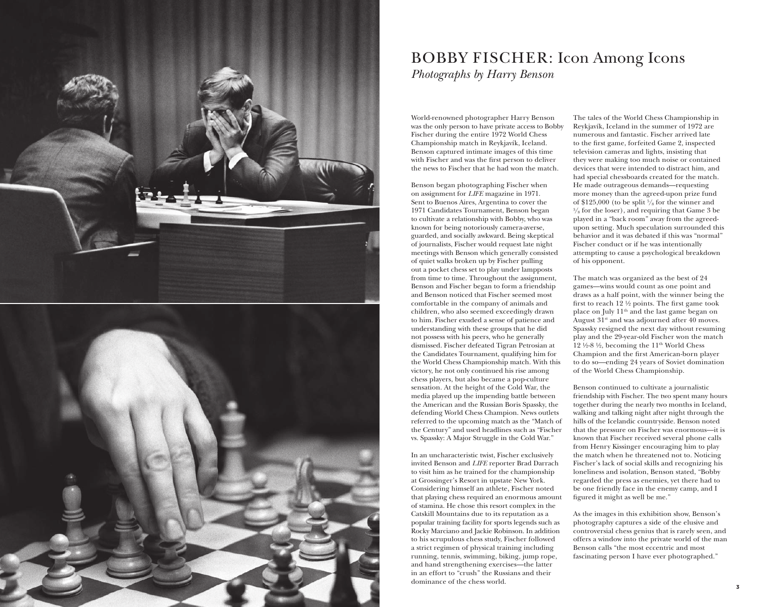# BOBBY FISCHER: Icon Among Icons

*Photographs by Harry Benson*

World-renowned photographer Harry Benson was the only person to have private access to Bobby Fischer during the entire 1972 World Chess Championship match in Reykjavík, Iceland. Benson captured intimate images of this time with Fischer and was the first person to deliver the news to Fischer that he had won the match.

Benson began photographing Fischer when on assignment for *LIFE* magazine in 1971. Sent to Buenos Aires, Argentina to cover the 1971 Candidates Tournament, Benson began to cultivate a relationship with Bobby, who was known for being notoriously camera-averse, guarded, and socially awkward. Being skeptical of journalists, Fischer would request late night meetings with Benson which generally consisted of quiet walks broken up by Fischer pulling out a pocket chess set to play under lampposts from time to time. Throughout the assignment, Benson and Fischer began to form a friendship and Benson noticed that Fischer seemed most comfortable in the company of animals and children, who also seemed exceedingly drawn to him. Fischer exuded a sense of patience and understanding with these groups that he did not possess with his peers, who he generally dismissed. Fischer defeated Tigran Petrosian at the Candidates Tournament, qualifying him for the World Chess Championship match. With this victory, he not only continued his rise among chess players, but also became a pop-culture sensation. At the height of the Cold War, the media played up the impending battle between the American and the Russian Boris Spassky, the defending World Chess Champion. News outlets referred to the upcoming match as the "Match of the Century" and used headlines such as "Fischer vs. Spassky: A Major Struggle in the Cold War."

In an uncharacteristic twist, Fischer exclusively invited Benson and *LIFE* reporter Brad Darrach to visit him as he trained for the championship at Grossinger's Resort in upstate New York. Considering himself an athlete, Fischer noted that playing chess required an enormous amount of stamina. He chose this resort complex in the Catskill Mountains due to its reputation as a popular training facility for sports legends such as Rocky Marciano and Jackie Robinson. In addition to his scrupulous chess study, Fischer followed a strict regimen of physical training including running, tennis, swimming, biking, jump rope, and hand strengthening exercises—the latter in an effort to "crush" the Russians and their dominance of the chess world.

The tales of the World Chess Championship in Reykjavík, Iceland in the summer of 1972 are numerous and fantastic. Fischer arrived late to the first game, forfeited Game 2, inspected television cameras and lights, insisting that they were making too much noise or contained devices that were intended to distract him, and had special chessboards created for the match. He made outrageous demands—requesting more money than the agreed-upon prize fund of $125,000 (to be split 5/8 for the winner and 3/8 for the loser), and requiring that Game 3 be played in a "back room" away from the agreed-upon setting. Much speculation surrounded this behavior and it was debated if this was "normal" Fischer conduct or if he was intentionally attempting to cause a psychological breakdown of his opponent.

The match was organized as the best of 24 games—wins would count as one point and draws as a half point, with the winner being the first to reach 12 ½ points. The first game took place on July 11th and the last game began on August 31st and was adjourned after 40 moves. Spassky resigned the next day without resuming play and the 29-year-old Fischer won the match 12 ½-8 ½, becoming the 11th World Chess Champion and the first American-born player to do so—ending 24 years of Soviet domination of the World Chess Championship.

Benson continued to cultivate a journalistic friendship with Fischer. The two spent many hours together during the nearly two months in Iceland, walking and talking night after night through the hills of the Icelandic countryside. Benson noted that the pressure on Fischer was enormous—it is known that Fischer received several phone calls from Henry Kissinger encouraging him to play the match when he threatened not to. Noticing Fischer's lack of social skills and recognizing his loneliness and isolation, Benson stated, "Bobby regarded the press as enemies, yet there had to be one friendly face in the enemy camp, and I figured it might as well be me."

As the images in this exhibition show, Benson's photography captures a side of the elusive and controversial chess genius that is rarely seen, and offers a window into the private world of the man Benson calls "the most eccentric and most fascinating person I have ever photographed."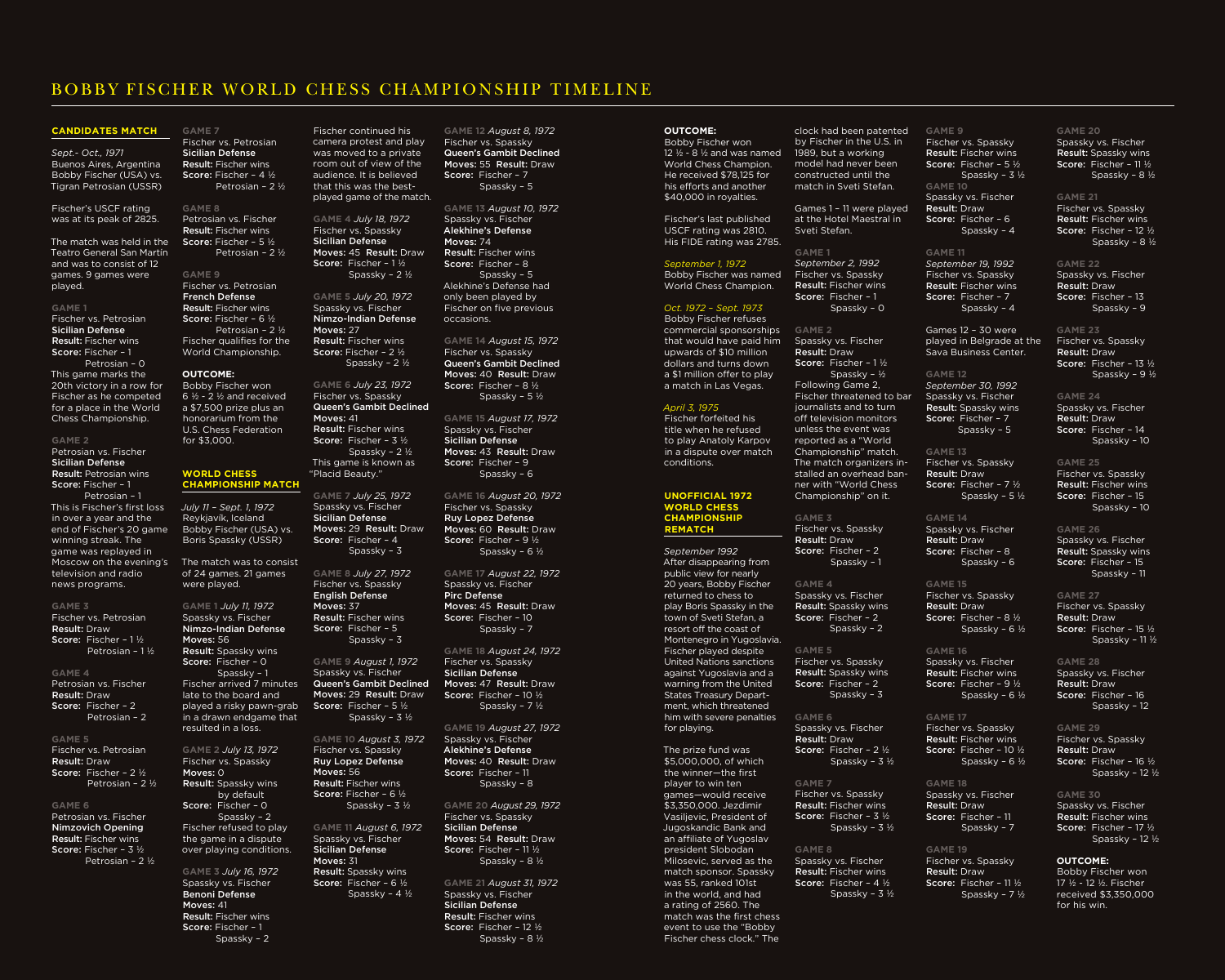# BOBBY FISCHER WORLD CHESS CHAMPIONSHIP TIMELINE

## CANDIDATES MATCH

*Sept.- Oct., 1971*
Buenos Aires, Argentina
Bobby Fischer (USA) vs. Tigran Petrosian (USSR)

Fischer's USCF rating was at its peak of 2825.

The match was held in the Teatro General San Martin and was to consist of 12 games. 9 games were played.

**GAME 1**
Fischer vs. Petrosian
**Sicilian Defense**
**Result:** Fischer wins
**Score:** Fischer – 1
Petrosian – 0
This game marks the 20th victory in a row for Fischer as he competed for a place in the World Chess Championship.

**GAME 2**
Petrosian vs. Fischer
**Sicilian Defense**
**Result:** Petrosian wins
**Score:** Fischer – 1
Petrosian – 1
This is Fischer's first loss in over a year and the end of Fischer's 20 game winning streak. The game was replayed in Moscow on the evening's television and radio news programs.

**GAME 3**
Fischer vs. Petrosian
**Result:** Draw
**Score:** Fischer – 1 ½
Petrosian – 1 ½

**GAME 4**
Petrosian vs. Fischer
**Result:** Draw
**Score:** Fischer – 2
Petrosian – 2

**GAME 5**
Fischer vs. Petrosian
**Result:** Draw
**Score:** Fischer – 2 ½
Petrosian – 2 ½

**GAME 6**
Petrosian vs. Fischer
**Nimzovich Opening**
**Result:** Fischer wins
**Score:** Fischer – 3 ½
Petrosian – 2 ½

**GAME 7**
Fischer vs. Petrosian
**Sicilian Defense**
**Result:** Fischer wins
**Score:** Fischer – 4 ½
Petrosian – 2 ½

**GAME 8**
Petrosian vs. Fischer
**Result:** Fischer wins
**Score:** Fischer – 5 ½
Petrosian – 2 ½

**GAME 9**
Fischer vs. Petrosian
**French Defense**
**Result:** Fischer wins
**Score:** Fischer – 6 ½
Petrosian – 2 ½
Fischer qualifies for the World Championship.

**OUTCOME:**
Bobby Fischer won 6 ½ - 2 ½ and received a $7,500 prize plus an honorarium from the U.S. Chess Federation for $3,000.

## WORLD CHESS CHAMPIONSHIP MATCH

*July 11 – Sept. 1, 1972*
Reykjavik, Iceland
Bobby Fischer (USA) vs. Boris Spassky (USSR)

The match was to consist of 24 games. 21 games were played.

**GAME 1** *July 11, 1972*
Spassky vs. Fischer
**Nimzo-Indian Defense**
**Moves:** 56
**Result:** Spassky wins
**Score:** Fischer – 0
Spassky – 1
Fischer arrived 7 minutes late to the board and played a risky pawn-grab in a drawn endgame that resulted in a loss.

**GAME 2** *July 13, 1972*
Fischer vs. Spassky
**Moves:** 0
**Result:** Spassky wins by default
**Score:** Fischer – 0
Spassky – 2
Fischer refused to play the game in a dispute over playing conditions.

**GAME 3** *July 16, 1972*
Spassky vs. Fischer
**Benoni Defense**
**Moves:** 41
**Result:** Fischer wins
**Score:** Fischer – 1
Spassky – 2
Fischer continued his camera protest and play was moved to a private room out of view of the audience. It is believed that this was the best-played game of the match.

**GAME 4** *July 18, 1972*
Fischer vs. Spassky
**Sicilian Defense**
**Moves:** 45 **Result:** Draw
**Score:** Fischer – 1 ½
Spassky – 2 ½

**GAME 5** *July 20, 1972*
Spassky vs. Fischer
**Nimzo-Indian Defense**
**Moves:** 27
**Result:** Fischer wins
**Score:** Fischer – 2 ½
Spassky – 2 ½

**GAME 6** *July 23, 1972*
Fischer vs. Spassky
**Queen's Gambit Declined**
**Moves:** 41
**Result:** Fischer wins
**Score:** Fischer – 3 ½
Spassky – 2 ½
This game is known as "Placid Beauty."

**GAME 7** *July 25, 1972*
Spassky vs. Fischer
**Sicilian Defense**
**Moves:** 29 **Result:** Draw
**Score:** Fischer – 4
Spassky – 3

**GAME 8** *July 27, 1972*
Fischer vs. Spassky
**English Defense**
**Moves:** 37
**Result:** Fischer wins
**Score:** Fischer – 5
Spassky – 3

**GAME 9** *August 1, 1972*
Spassky vs. Fischer
**Queen's Gambit Declined**
**Moves:** 29 **Result:** Draw
**Score:** Fischer – 5 ½
Spassky – 3 ½

**GAME 10** *August 3, 1972*
Fischer vs. Spassky
**Ruy Lopez Defense**
**Moves:** 56
**Result:** Fischer wins
**Score:** Fischer – 6 ½
Spassky – 3 ½

**GAME 11** *August 6, 1972*
Spassky vs. Fischer
**Sicilian Defense**
**Moves:** 31
**Result:** Spassky wins
**Score:** Fischer – 6 ½
Spassky – 4 ½

**GAME 12** *August 8, 1972*
Fischer vs. Spassky
**Queen's Gambit Declined**
**Moves:** 55 **Result:** Draw
**Score:** Fischer – 7
Spassky – 5

**GAME 13** *August 10, 1972*
Spassky vs. Fischer
**Alekhine's Defense**
**Moves:** 74
**Result:** Fischer wins
**Score:** Fischer – 8
Spassky – 5
Alekhine's Defense had only been played by Fischer on five previous occasions.

**GAME 14** *August 15, 1972*
Fischer vs. Spassky
**Queen's Gambit Declined**
**Moves:** 40 **Result:** Draw
**Score:** Fischer – 8 ½
Spassky – 5 ½

**GAME 15** *August 17, 1972*
Spassky vs. Fischer
**Sicilian Defense**
**Moves:** 43 **Result:** Draw
**Score:** Fischer – 9
Spassky – 6

**GAME 16** *August 20, 1972*
Fischer vs. Spassky
**Ruy Lopez Defense**
**Moves:** 60 **Result:** Draw
**Score:** Fischer – 9 ½
Spassky – 6 ½

**GAME 17** *August 22, 1972*
Spassky vs. Fischer
**Pirc Defense**
**Moves:** 45 **Result:** Draw
**Score:** Fischer – 10
Spassky – 7

**GAME 18** *August 24, 1972*
Fischer vs. Spassky
**Sicilian Defense**
**Moves:** 47 **Result:** Draw
**Score:** Fischer – 10 ½
Spassky – 7 ½

**GAME 19** *August 27, 1972*
Spassky vs. Fischer
**Alekhine's Defense**
**Moves:** 40 **Result:** Draw
**Score:** Fischer – 11
Spassky – 8

**GAME 20** *August 29, 1972*
Fischer vs. Spassky
**Sicilian Defense**
**Moves:** 54 **Result:** Draw
**Score:** Fischer – 11 ½
Spassky – 8 ½

**GAME 21** *August 31, 1972*
Spassky vs. Fischer
**Sicilian Defense**
**Result:** Fischer wins
**Score:** Fischer – 12 ½
Spassky – 8 ½

**OUTCOME:**
Bobby Fischer won 12 ½ - 8 ½ and was named World Chess Champion. He received $78,125 for his efforts and another $40,000 in royalties.

Fischer's last published USCF rating was 2810. His FIDE rating was 2785.

*September 1, 1972*
Bobby Fischer was named World Chess Champion.

*Oct. 1972 – Sept. 1973*
Bobby Fischer refuses commercial sponsorships that would have paid him upwards of $10 million dollars and turns down a $1 million offer to play a match in Las Vegas.

*April 3, 1975*
Fischer forfeited his title when he refused to play Anatoly Karpov in a dispute over match conditions.

## UNOFFICIAL 1972 WORLD CHESS CHAMPIONSHIP REMATCH

*September 1992*
After disappearing from public view for nearly 20 years, Bobby Fischer returned to chess to play Boris Spassky in the town of Sveti Stefan, a resort off the coast of Montenegro in Yugoslavia. Fischer played despite United Nations sanctions against Yugoslavia and a warning from the United States Treasury Department, which threatened him with severe penalties for playing.

The prize fund was $5,000,000, of which the winner—the first player to win ten games—would receive $3,350,000. Jezdimir Vasiljevic, President of Jugoskandic Bank and an affiliate of Yugoslav president Slobodan Milosevic, served as the match sponsor. Spassky was 55, ranked 101st in the world, and had a rating of 2560. The match was the first chess event to use the "Bobby Fischer chess clock." The clock had been patented by Fischer in the U.S. in 1989, but a working model had never been constructed until the match in Sveti Stefan.

Games 1 – 11 were played at the Hotel Maestral in Sveti Stefan.

**GAME 1**
*September 2, 1992*
Fischer vs. Spassky
**Result:** Fischer wins
**Score:** Fischer – 1
Spassky – 0

**GAME 2**
Spassky vs. Fischer
**Result:** Draw
**Score:** Fischer – 1 ½
Spassky – ½
Following Game 2, Fischer threatened to bar journalists and to turn off television monitors unless the event was reported as a "World Championship" match. The match organizers installed an overhead banner with "World Chess Championship" on it.

**GAME 3**
Fischer vs. Spassky
**Result:** Draw
**Score:** Fischer – 2
Spassky – 1

**GAME 4**
Spassky vs. Fischer
**Result:** Spassky wins
**Score:** Fischer – 2
Spassky – 2

**GAME 5**
Fischer vs. Spassky
**Result:** Spassky wins
**Score:** Fischer – 2
Spassky – 3

**GAME 6**
Spassky vs. Fischer
**Result:** Draw
**Score:** Fischer – 2 ½
Spassky – 3 ½

**GAME 7**
Fischer vs. Spassky
**Result:** Fischer wins
**Score:** Fischer – 3 ½
Spassky – 3 ½

**GAME 8**
Spassky vs. Fischer
**Result:** Fischer wins
**Score:** Fischer – 4 ½
Spassky – 3 ½

**GAME 9**
Fischer vs. Spassky
**Result:** Fischer wins
**Score:** Fischer – 5 ½
Spassky – 3 ½

**GAME 10**
Spassky vs. Fischer
**Result:** Draw
**Score:** Fischer – 6
Spassky – 4

**GAME 11**
*September 19, 1992*
Fischer vs. Spassky
**Result:** Fischer wins
**Score:** Fischer – 7
Spassky – 4

Games 12 – 30 were played in Belgrade at the Sava Business Center.

**GAME 12**
*September 30, 1992*
Spassky vs. Fischer
**Result:** Spassky wins
**Score:** Fischer – 7
Spassky – 5

**GAME 13**
Fischer vs. Spassky
**Result:** Draw
**Score:** Fischer – 7 ½
Spassky – 5 ½

**GAME 14**
Spassky vs. Fischer
**Result:** Draw
**Score:** Fischer – 8
Spassky – 6

**GAME 15**
Fischer vs. Spassky
**Result:** Draw
**Score:** Fischer – 8 ½
Spassky – 6 ½

**GAME 16**
Spassky vs. Fischer
**Result:** Fischer wins
**Score:** Fischer – 9 ½
Spassky – 6 ½

**GAME 17**
Fischer vs. Spassky
**Result:** Fischer wins
**Score:** Fischer – 10 ½
Spassky – 6 ½

**GAME 18**
Spassky vs. Fischer
**Result:** Draw
**Score:** Fischer – 11
Spassky – 7

**GAME 19**
Fischer vs. Spassky
**Result:** Draw
**Score:** Fischer – 11 ½
Spassky – 7 ½

**GAME 20**
Spassky vs. Fischer
**Result:** Spassky wins
**Score:** Fischer – 11 ½
Spassky – 8 ½

**GAME 21**
Fischer vs. Spassky
**Result:** Fischer wins
**Score:** Fischer – 12 ½
Spassky – 8 ½

**GAME 22**
Spassky vs. Fischer
**Result:** Draw
**Score:** Fischer – 13
Spassky – 9

**GAME 23**
Fischer vs. Spassky
**Result:** Draw
**Score:** Fischer – 13 ½
Spassky – 9 ½

**GAME 24**
Spassky vs. Fischer
**Result:** Draw
**Score:** Fischer – 14
Spassky – 10

**GAME 25**
Fischer vs. Spassky
**Result:** Fischer wins
**Score:** Fischer – 15
Spassky – 10

**GAME 26**
Spassky vs. Fischer
**Result:** Spassky wins
**Score:** Fischer – 15
Spassky – 11

**GAME 27**
Fischer vs. Spassky
**Result:** Draw
**Score:** Fischer – 15 ½
Spassky – 11 ½

**GAME 28**
Spassky vs. Fischer
**Result:** Draw
**Score:** Fischer – 16
Spassky – 12

**GAME 29**
Fischer vs. Spassky
**Result:** Draw
**Score:** Fischer – 16 ½
Spassky – 12 ½

**GAME 30**
Spassky vs. Fischer
**Result:** Fischer wins
**Score:** Fischer – 17 ½
Spassky – 12 ½

**OUTCOME:**
Bobby Fischer won 17 ½ - 12 ½. Fischer received $3,350,000 for his win.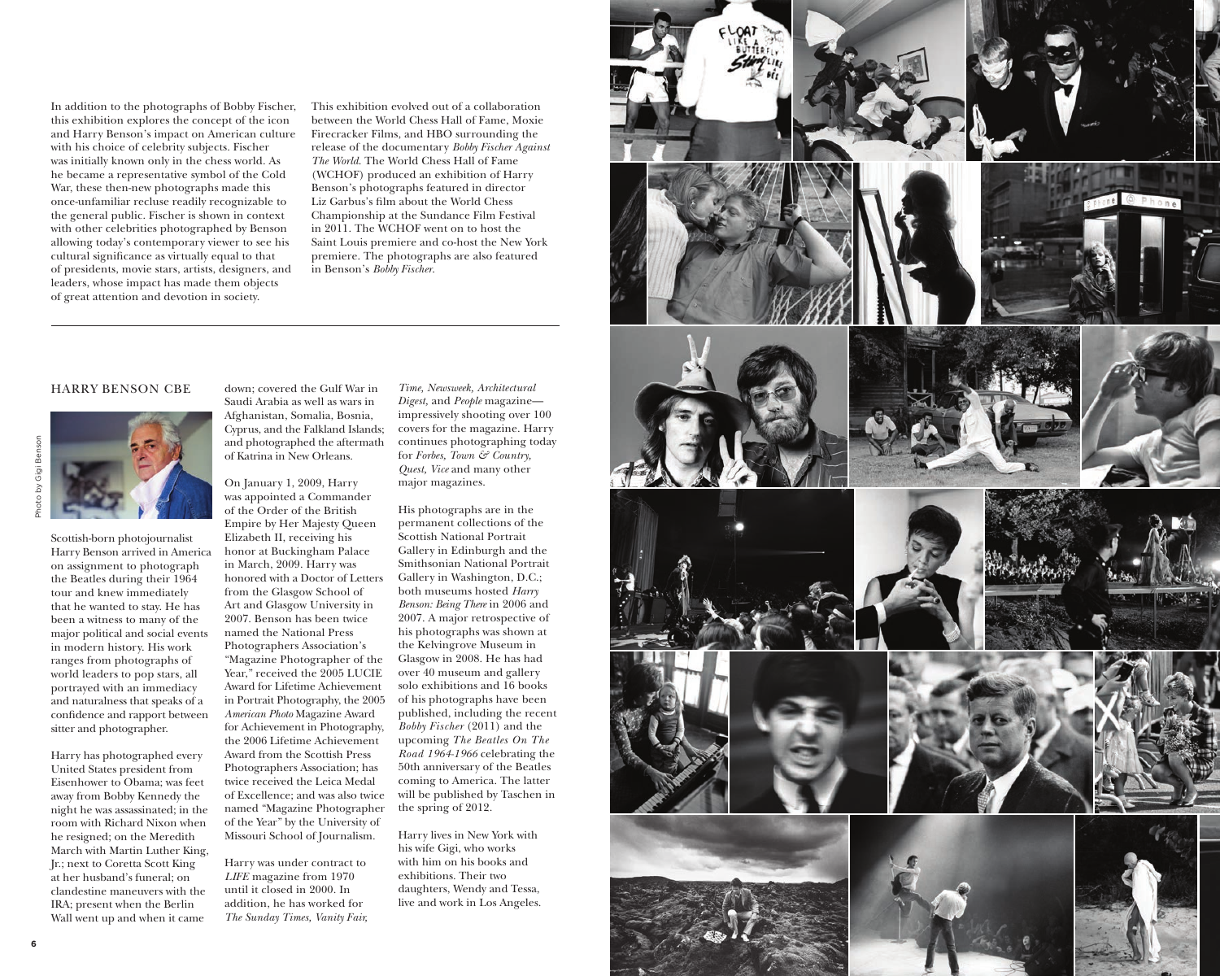In addition to the photographs of Bobby Fischer, this exhibition explores the concept of the icon and Harry Benson's impact on American culture with his choice of celebrity subjects. Fischer was initially known only in the chess world. As he became a representative symbol of the Cold War, these then-new photographs made this once-unfamiliar recluse readily recognizable to the general public. Fischer is shown in context with other celebrities photographed by Benson allowing today's contemporary viewer to see his cultural significance as virtually equal to that of presidents, movie stars, artists, designers, and leaders, whose impact has made them objects of great attention and devotion in society.

This exhibition evolved out of a collaboration between the World Chess Hall of Fame, Moxie Firecracker Films, and HBO surrounding the release of the documentary *Bobby Fischer Against The World*. The World Chess Hall of Fame (WCHOF) produced an exhibition of Harry Benson's photographs featured in director Liz Garbus's film about the World Chess Championship at the Sundance Film Festival in 2011. The WCHOF went on to host the Saint Louis premiere and co-host the New York premiere. The photographs are also featured in Benson's *Bobby Fischer*.

---

## HARRY BENSON CBE

Photo by Gigi Benson

Scottish-born photojournalist Harry Benson arrived in America on assignment to photograph the Beatles during their 1964 tour and knew immediately that he wanted to stay. He has been a witness to many of the major political and social events in modern history. His work ranges from photographs of world leaders to pop stars, all portrayed with an immediacy and naturalness that speaks of a confidence and rapport between sitter and photographer.

Harry has photographed every United States president from Eisenhower to Obama; was feet away from Bobby Kennedy the night he was assassinated; in the room with Richard Nixon when he resigned; on the Meredith March with Martin Luther King, Jr.; next to Coretta Scott King at her husband's funeral; on clandestine maneuvers with the IRA; present when the Berlin Wall went up and when it came down; covered the Gulf War in Saudi Arabia as well as wars in Afghanistan, Somalia, Bosnia, Cyprus, and the Falkland Islands; and photographed the aftermath of Katrina in New Orleans.

On January 1, 2009, Harry was appointed a Commander of the Order of the British Empire by Her Majesty Queen Elizabeth II, receiving his honor at Buckingham Palace in March, 2009. Harry was honored with a Doctor of Letters from the Glasgow School of Art and Glasgow University in 2007. Benson has been twice named the National Press Photographers Association's "Magazine Photographer of the Year," received the 2005 LUCIE Award for Lifetime Achievement in Portrait Photography, the 2005 *American Photo* Magazine Award for Achievement in Photography, the 2006 Lifetime Achievement Award from the Scottish Press Photographers Association; has twice received the Leica Medal of Excellence; and was also twice named "Magazine Photographer of the Year" by the University of Missouri School of Journalism.

Harry was under contract to *LIFE* magazine from 1970 until it closed in 2000. In addition, he has worked for *The Sunday Times, Vanity Fair, Time, Newsweek, Architectural Digest,* and *People* magazine—impressively shooting over 100 covers for the magazine. Harry continues photographing today for *Forbes, Town & Country, Quest, Vice* and many other major magazines.

His photographs are in the permanent collections of the Scottish National Portrait Gallery in Edinburgh and the Smithsonian National Portrait Gallery in Washington, D.C.; both museums hosted *Harry Benson: Being There* in 2006 and 2007. A major retrospective of his photographs was shown at the Kelvingrove Museum in Glasgow in 2008. He has had over 40 museum and gallery solo exhibitions and 16 books of his photographs have been published, including the recent *Bobby Fischer* (2011) and the upcoming *The Beatles On The Road 1964-1966* celebrating the 50th anniversary of the Beatles coming to America. The latter will be published by Taschen in the spring of 2012.

Harry lives in New York with his wife Gigi, who works with him on his books and exhibitions. Their two daughters, Wendy and Tessa, live and work in Los Angeles.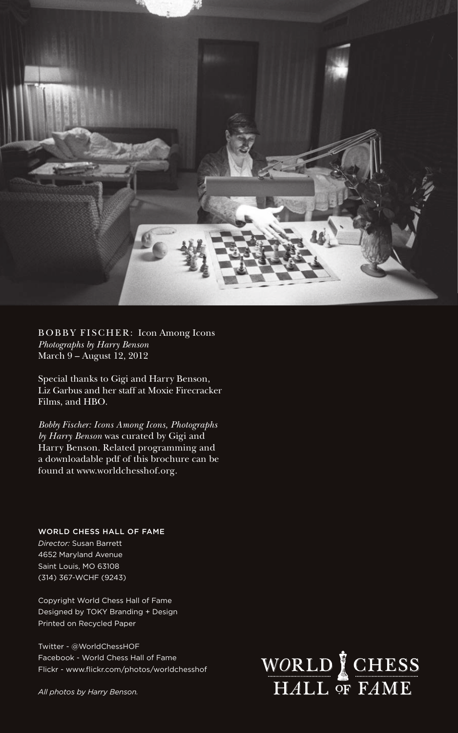BOBBY FISCHER: Icon Among Icons
*Photographs by Harry Benson*
March 9 – August 12, 2012

Special thanks to Gigi and Harry Benson, Liz Garbus and her staff at Moxie Firecracker Films, and HBO.

*Bobby Fischer: Icons Among Icons, Photographs by Harry Benson* was curated by Gigi and Harry Benson. Related programming and a downloadable pdf of this brochure can be found at www.worldchesshof.org.

WORLD CHESS HALL OF FAME
*Director:* Susan Barrett
4652 Maryland Avenue
Saint Louis, MO 63108
(314) 367-WCHF (9243)

Copyright World Chess Hall of Fame
Designed by TOKY Branding + Design
Printed on Recycled Paper

Twitter - @WorldChessHOF
Facebook - World Chess Hall of Fame
Flickr - www.flickr.com/photos/worldchesshof

*All photos by Harry Benson.*

WORLD CHESS HALL OF FAME